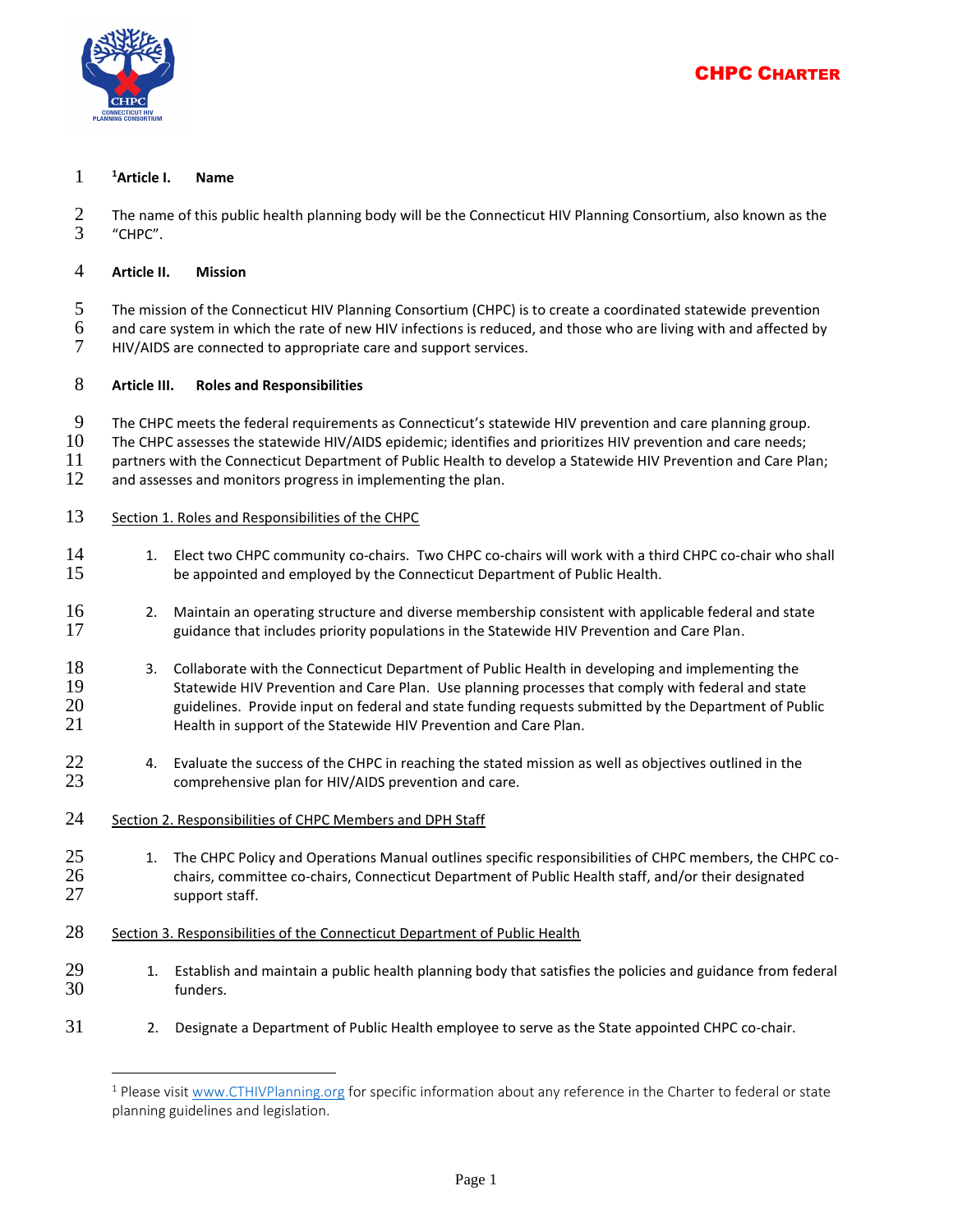# CHPC Charter

## [1]Article I. Name

The name of this public health planning body will be the Connecticut HIV Planning Consortium, also known as the "CHPC".

## Article II. Mission

The mission of the Connecticut HIV Planning Consortium (CHPC) is to create a coordinated statewide prevention and care system in which the rate of new HIV infections is reduced, and those who are living with and affected by HIV/AIDS are connected to appropriate care and support services.

## Article III. Roles and Responsibilities

The CHPC meets the federal requirements as Connecticut's statewide HIV prevention and care planning group. The CHPC assesses the statewide HIV/AIDS epidemic; identifies and prioritizes HIV prevention and care needs; partners with the Connecticut Department of Public Health to develop a Statewide HIV Prevention and Care Plan; and assesses and monitors progress in implementing the plan.

### Section 1. Roles and Responsibilities of the CHPC

1. Elect two CHPC community co-chairs. Two CHPC co-chairs will work with a third CHPC co-chair who shall be appointed and employed by the Connecticut Department of Public Health.

2. Maintain an operating structure and diverse membership consistent with applicable federal and state guidance that includes priority populations in the Statewide HIV Prevention and Care Plan.

3. Collaborate with the Connecticut Department of Public Health in developing and implementing the Statewide HIV Prevention and Care Plan. Use planning processes that comply with federal and state guidelines. Provide input on federal and state funding requests submitted by the Department of Public Health in support of the Statewide HIV Prevention and Care Plan.

4. Evaluate the success of the CHPC in reaching the stated mission as well as objectives outlined in the comprehensive plan for HIV/AIDS prevention and care.

### Section 2. Responsibilities of CHPC Members and DPH Staff

1. The CHPC Policy and Operations Manual outlines specific responsibilities of CHPC members, the CHPC co-chairs, committee co-chairs, Connecticut Department of Public Health staff, and/or their designated support staff.

### Section 3. Responsibilities of the Connecticut Department of Public Health

1. Establish and maintain a public health planning body that satisfies the policies and guidance from federal funders.

2. Designate a Department of Public Health employee to serve as the State appointed CHPC co-chair.

---

[1] Please visit www.CTHIVPlanning.org for specific information about any reference in the Charter to federal or state planning guidelines and legislation.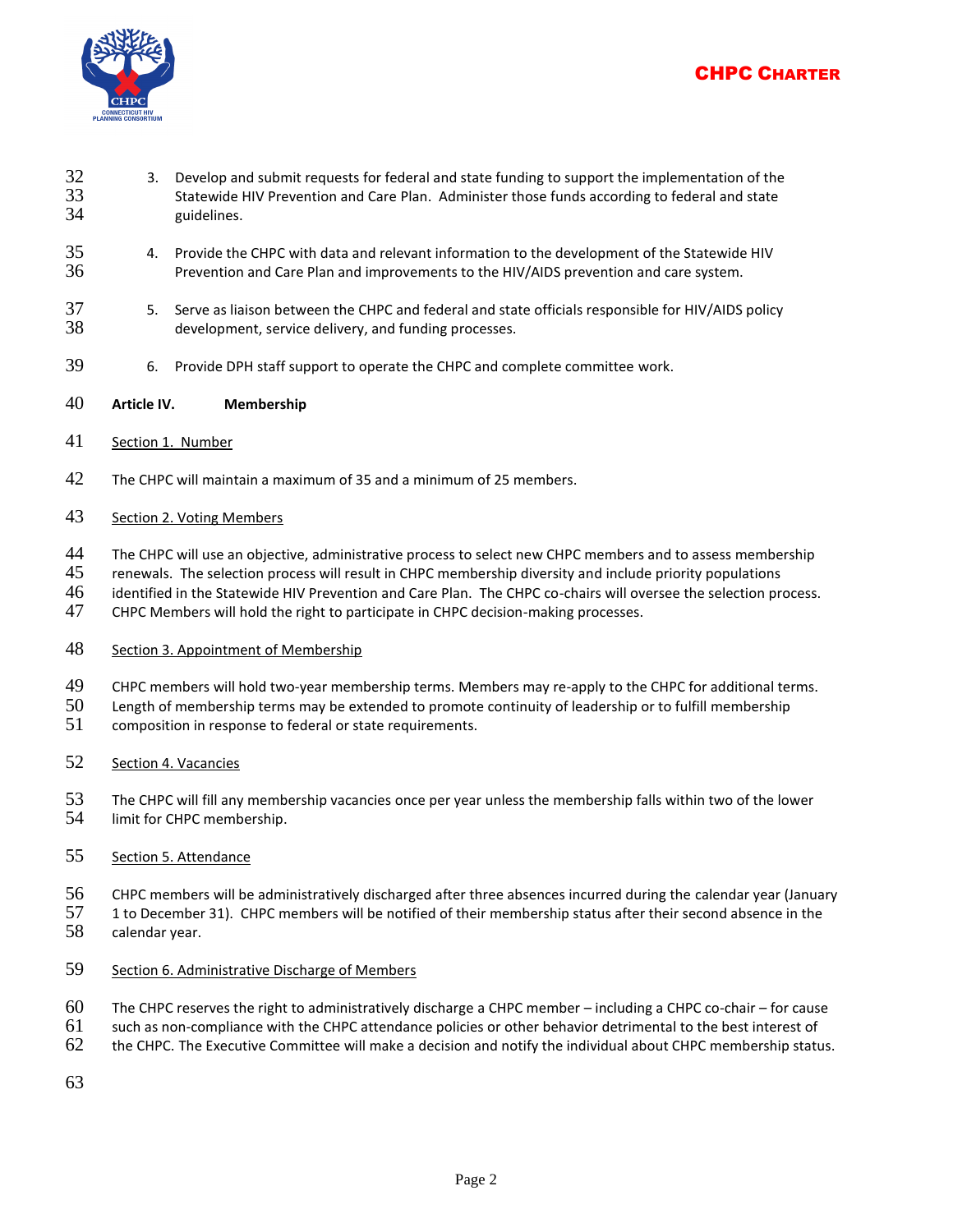3. Develop and submit requests for federal and state funding to support the implementation of the Statewide HIV Prevention and Care Plan. Administer those funds according to federal and state guidelines.
4. Provide the CHPC with data and relevant information to the development of the Statewide HIV Prevention and Care Plan and improvements to the HIV/AIDS prevention and care system.
5. Serve as liaison between the CHPC and federal and state officials responsible for HIV/AIDS policy development, service delivery, and funding processes.
6. Provide DPH staff support to operate the CHPC and complete committee work.

## Article IV. Membership

### Section 1. Number

The CHPC will maintain a maximum of 35 and a minimum of 25 members.

### Section 2. Voting Members

The CHPC will use an objective, administrative process to select new CHPC members and to assess membership renewals. The selection process will result in CHPC membership diversity and include priority populations identified in the Statewide HIV Prevention and Care Plan. The CHPC co-chairs will oversee the selection process. CHPC Members will hold the right to participate in CHPC decision-making processes.

### Section 3. Appointment of Membership

CHPC members will hold two-year membership terms. Members may re-apply to the CHPC for additional terms. Length of membership terms may be extended to promote continuity of leadership or to fulfill membership composition in response to federal or state requirements.

### Section 4. Vacancies

The CHPC will fill any membership vacancies once per year unless the membership falls within two of the lower limit for CHPC membership.

### Section 5. Attendance

CHPC members will be administratively discharged after three absences incurred during the calendar year (January 1 to December 31). CHPC members will be notified of their membership status after their second absence in the calendar year.

### Section 6. Administrative Discharge of Members

The CHPC reserves the right to administratively discharge a CHPC member – including a CHPC co-chair – for cause such as non-compliance with the CHPC attendance policies or other behavior detrimental to the best interest of the CHPC. The Executive Committee will make a decision and notify the individual about CHPC membership status.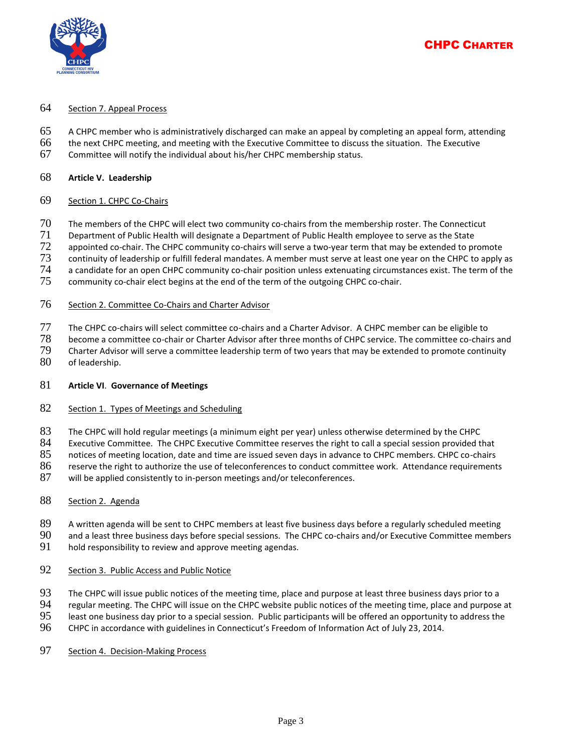Section 7. Appeal Process

A CHPC member who is administratively discharged can make an appeal by completing an appeal form, attending the next CHPC meeting, and meeting with the Executive Committee to discuss the situation. The Executive Committee will notify the individual about his/her CHPC membership status.

## Article V. Leadership

Section 1. CHPC Co-Chairs

The members of the CHPC will elect two community co-chairs from the membership roster. The Connecticut Department of Public Health will designate a Department of Public Health employee to serve as the State appointed co-chair. The CHPC community co-chairs will serve a two-year term that may be extended to promote continuity of leadership or fulfill federal mandates. A member must serve at least one year on the CHPC to apply as a candidate for an open CHPC community co-chair position unless extenuating circumstances exist. The term of the community co-chair elect begins at the end of the term of the outgoing CHPC co-chair.

Section 2. Committee Co-Chairs and Charter Advisor

The CHPC co-chairs will select committee co-chairs and a Charter Advisor. A CHPC member can be eligible to become a committee co-chair or Charter Advisor after three months of CHPC service. The committee co-chairs and Charter Advisor will serve a committee leadership term of two years that may be extended to promote continuity of leadership.

## Article VI. Governance of Meetings

Section 1. Types of Meetings and Scheduling

The CHPC will hold regular meetings (a minimum eight per year) unless otherwise determined by the CHPC Executive Committee. The CHPC Executive Committee reserves the right to call a special session provided that notices of meeting location, date and time are issued seven days in advance to CHPC members. CHPC co-chairs reserve the right to authorize the use of teleconferences to conduct committee work. Attendance requirements will be applied consistently to in-person meetings and/or teleconferences.

Section 2. Agenda

A written agenda will be sent to CHPC members at least five business days before a regularly scheduled meeting and a least three business days before special sessions. The CHPC co-chairs and/or Executive Committee members hold responsibility to review and approve meeting agendas.

Section 3. Public Access and Public Notice

The CHPC will issue public notices of the meeting time, place and purpose at least three business days prior to a regular meeting. The CHPC will issue on the CHPC website public notices of the meeting time, place and purpose at least one business day prior to a special session. Public participants will be offered an opportunity to address the CHPC in accordance with guidelines in Connecticut's Freedom of Information Act of July 23, 2014.

Section 4. Decision-Making Process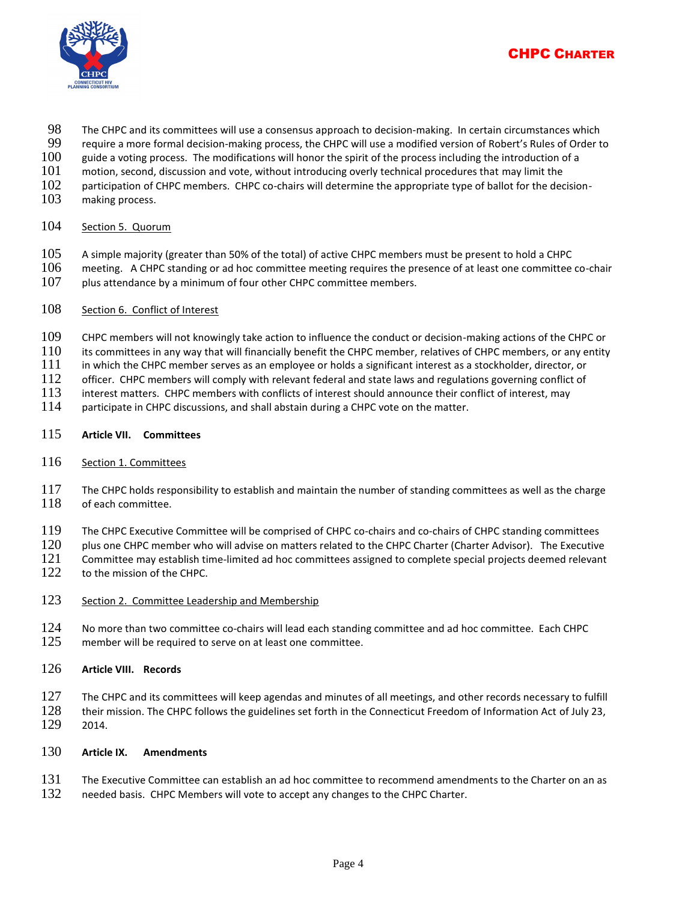The CHPC and its committees will use a consensus approach to decision-making. In certain circumstances which require a more formal decision-making process, the CHPC will use a modified version of Robert's Rules of Order to guide a voting process. The modifications will honor the spirit of the process including the introduction of a motion, second, discussion and vote, without introducing overly technical procedures that may limit the participation of CHPC members. CHPC co-chairs will determine the appropriate type of ballot for the decision-making process.

Section 5. Quorum

A simple majority (greater than 50% of the total) of active CHPC members must be present to hold a CHPC meeting. A CHPC standing or ad hoc committee meeting requires the presence of at least one committee co-chair plus attendance by a minimum of four other CHPC committee members.

Section 6. Conflict of Interest

CHPC members will not knowingly take action to influence the conduct or decision-making actions of the CHPC or its committees in any way that will financially benefit the CHPC member, relatives of CHPC members, or any entity in which the CHPC member serves as an employee or holds a significant interest as a stockholder, director, or officer. CHPC members will comply with relevant federal and state laws and regulations governing conflict of interest matters. CHPC members with conflicts of interest should announce their conflict of interest, may participate in CHPC discussions, and shall abstain during a CHPC vote on the matter.

## Article VII. Committees

Section 1. Committees

The CHPC holds responsibility to establish and maintain the number of standing committees as well as the charge of each committee.

The CHPC Executive Committee will be comprised of CHPC co-chairs and co-chairs of CHPC standing committees plus one CHPC member who will advise on matters related to the CHPC Charter (Charter Advisor). The Executive Committee may establish time-limited ad hoc committees assigned to complete special projects deemed relevant to the mission of the CHPC.

Section 2. Committee Leadership and Membership

No more than two committee co-chairs will lead each standing committee and ad hoc committee. Each CHPC member will be required to serve on at least one committee.

## Article VIII. Records

The CHPC and its committees will keep agendas and minutes of all meetings, and other records necessary to fulfill their mission. The CHPC follows the guidelines set forth in the Connecticut Freedom of Information Act of July 23, 2014.

## Article IX. Amendments

The Executive Committee can establish an ad hoc committee to recommend amendments to the Charter on an as needed basis. CHPC Members will vote to accept any changes to the CHPC Charter.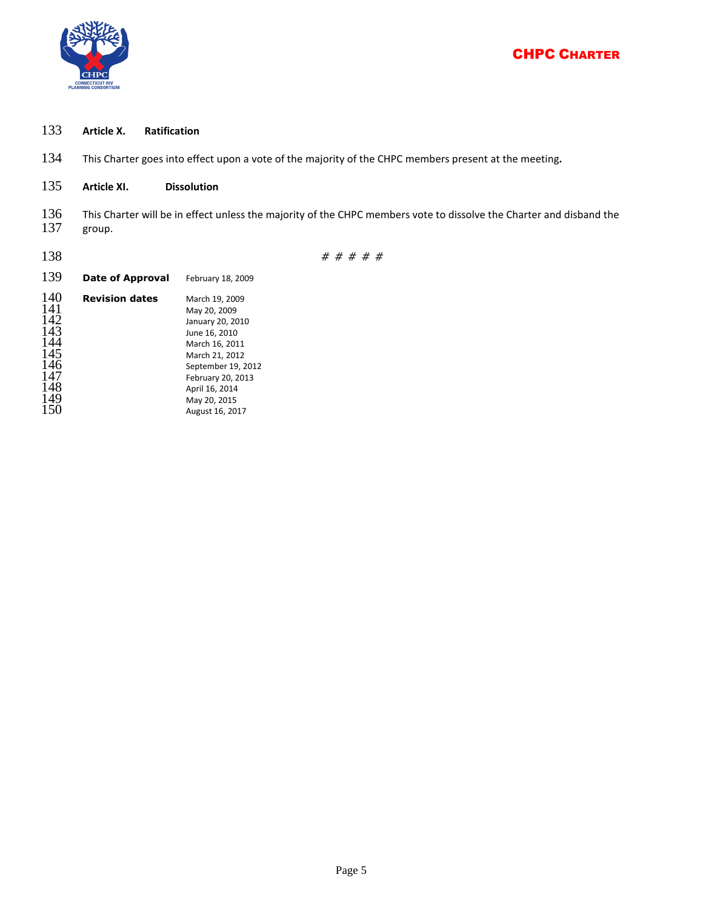**Article X. Ratification**

This Charter goes into effect upon a vote of the majority of the CHPC members present at the meeting***.***

**Article XI. Dissolution**

This Charter will be in effect unless the majority of the CHPC members vote to dissolve the Charter and disband the group.

# # # # #

| | |
|---|---|
| **Date of Approval** | February 18, 2009 |
| **Revision dates** | March 19, 2009 |
| | May 20, 2009 |
| | January 20, 2010 |
| | June 16, 2010 |
| | March 16, 2011 |
| | March 21, 2012 |
| | September 19, 2012 |
| | February 20, 2013 |
| | April 16, 2014 |
| | May 20, 2015 |
| | August 16, 2017 |